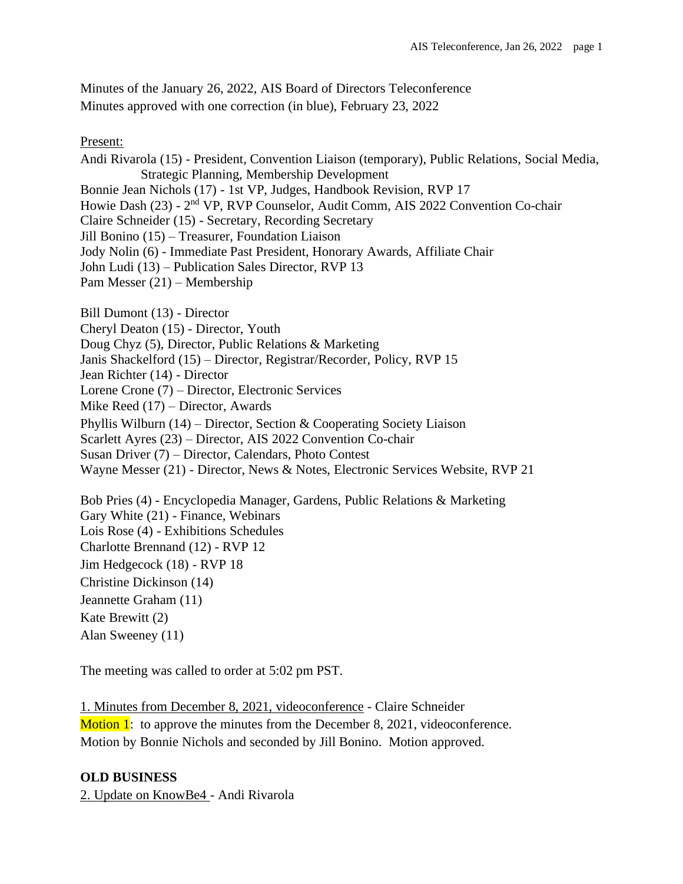Minutes of the January 26, 2022, AIS Board of Directors Teleconference
Minutes approved with one correction (in blue), February 23, 2022

Present:

Andi Rivarola (15) - President, Convention Liaison (temporary), Public Relations, Social Media, Strategic Planning, Membership Development
Bonnie Jean Nichols (17) - 1st VP, Judges, Handbook Revision, RVP 17
Howie Dash (23) - 2nd VP, RVP Counselor, Audit Comm, AIS 2022 Convention Co-chair
Claire Schneider (15) - Secretary, Recording Secretary
Jill Bonino (15) – Treasurer, Foundation Liaison
Jody Nolin (6) - Immediate Past President, Honorary Awards, Affiliate Chair
John Ludi (13) – Publication Sales Director, RVP 13
Pam Messer (21) – Membership

Bill Dumont (13) - Director
Cheryl Deaton (15) - Director, Youth
Doug Chyz (5), Director, Public Relations & Marketing
Janis Shackelford (15) – Director, Registrar/Recorder, Policy, RVP 15
Jean Richter (14) - Director
Lorene Crone (7) – Director, Electronic Services
Mike Reed (17) – Director, Awards
Phyllis Wilburn (14) – Director, Section & Cooperating Society Liaison
Scarlett Ayres (23) – Director, AIS 2022 Convention Co-chair
Susan Driver (7) – Director, Calendars, Photo Contest
Wayne Messer (21) - Director, News & Notes, Electronic Services Website, RVP 21

Bob Pries (4) - Encyclopedia Manager, Gardens, Public Relations & Marketing
Gary White (21) - Finance, Webinars
Lois Rose (4) - Exhibitions Schedules
Charlotte Brennand (12) - RVP 12
Jim Hedgecock (18) - RVP 18
Christine Dickinson (14)
Jeannette Graham (11)
Kate Brewitt (2)
Alan Sweeney (11)

The meeting was called to order at 5:02 pm PST.

1. Minutes from December 8, 2021, videoconference - Claire Schneider

Motion 1: to approve the minutes from the December 8, 2021, videoconference.
Motion by Bonnie Nichols and seconded by Jill Bonino. Motion approved.

## OLD BUSINESS

2. Update on KnowBe4 - Andi Rivarola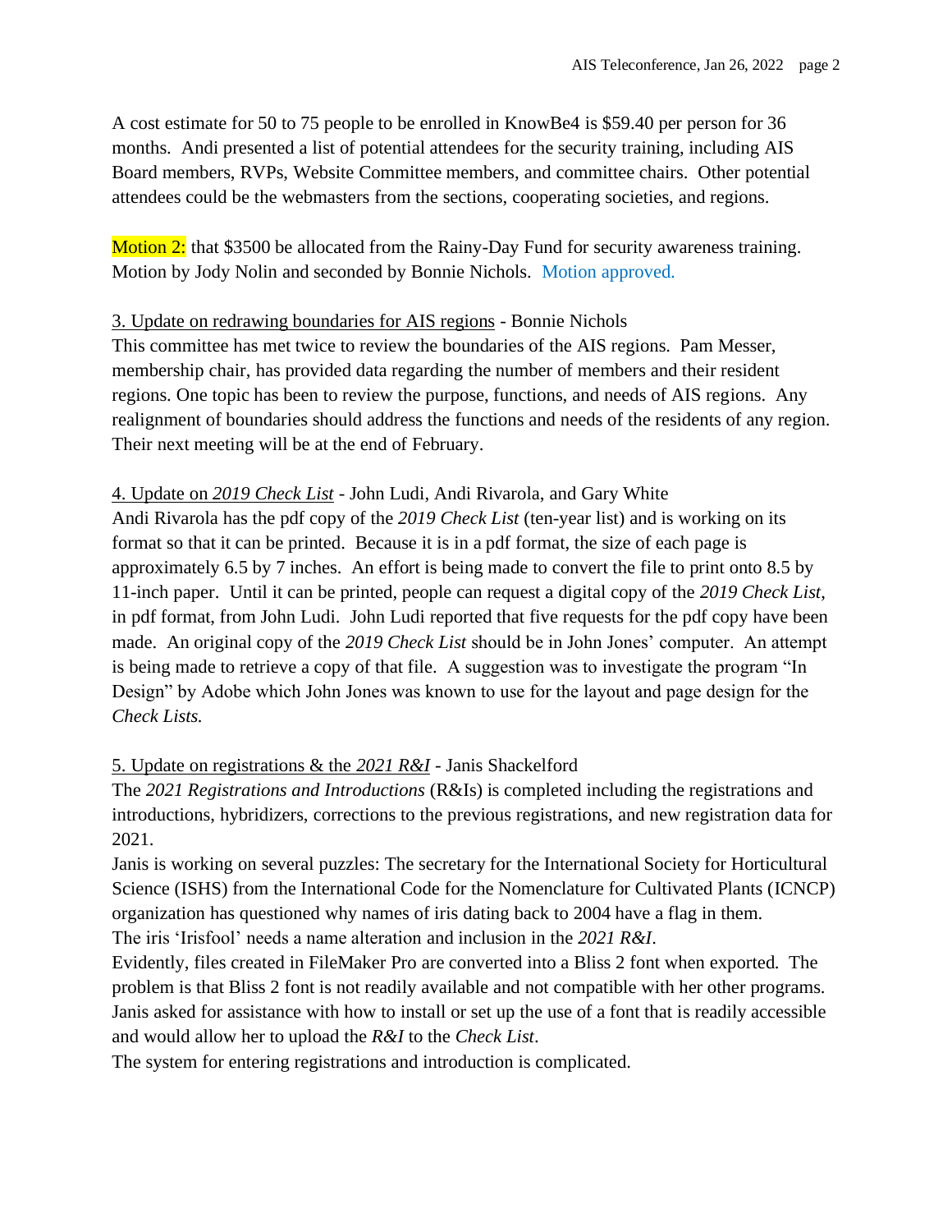A cost estimate for 50 to 75 people to be enrolled in KnowBe4 is $59.40 per person for 36 months. Andi presented a list of potential attendees for the security training, including AIS Board members, RVPs, Website Committee members, and committee chairs. Other potential attendees could be the webmasters from the sections, cooperating societies, and regions.

Motion 2: that $3500 be allocated from the Rainy-Day Fund for security awareness training. Motion by Jody Nolin and seconded by Bonnie Nichols. Motion approved.

3. Update on redrawing boundaries for AIS regions - Bonnie Nichols
This committee has met twice to review the boundaries of the AIS regions. Pam Messer, membership chair, has provided data regarding the number of members and their resident regions. One topic has been to review the purpose, functions, and needs of AIS regions. Any realignment of boundaries should address the functions and needs of the residents of any region. Their next meeting will be at the end of February.

4. Update on *2019 Check List* - John Ludi, Andi Rivarola, and Gary White
Andi Rivarola has the pdf copy of the *2019 Check List* (ten-year list) and is working on its format so that it can be printed. Because it is in a pdf format, the size of each page is approximately 6.5 by 7 inches. An effort is being made to convert the file to print onto 8.5 by 11-inch paper. Until it can be printed, people can request a digital copy of the *2019 Check List,* in pdf format, from John Ludi. John Ludi reported that five requests for the pdf copy have been made. An original copy of the *2019 Check List* should be in John Jones' computer. An attempt is being made to retrieve a copy of that file. A suggestion was to investigate the program "In Design" by Adobe which John Jones was known to use for the layout and page design for the *Check Lists.*

5. Update on registrations & the *2021 R&I* - Janis Shackelford
The *2021 Registrations and Introductions* (R&Is) is completed including the registrations and introductions, hybridizers, corrections to the previous registrations, and new registration data for 2021.
Janis is working on several puzzles: The secretary for the International Society for Horticultural Science (ISHS) from the International Code for the Nomenclature for Cultivated Plants (ICNCP) organization has questioned why names of iris dating back to 2004 have a flag in them.
The iris 'Irisfool' needs a name alteration and inclusion in the *2021 R&I*.
Evidently, files created in FileMaker Pro are converted into a Bliss 2 font when exported. The problem is that Bliss 2 font is not readily available and not compatible with her other programs. Janis asked for assistance with how to install or set up the use of a font that is readily accessible and would allow her to upload the *R&I* to the *Check List*.
The system for entering registrations and introduction is complicated.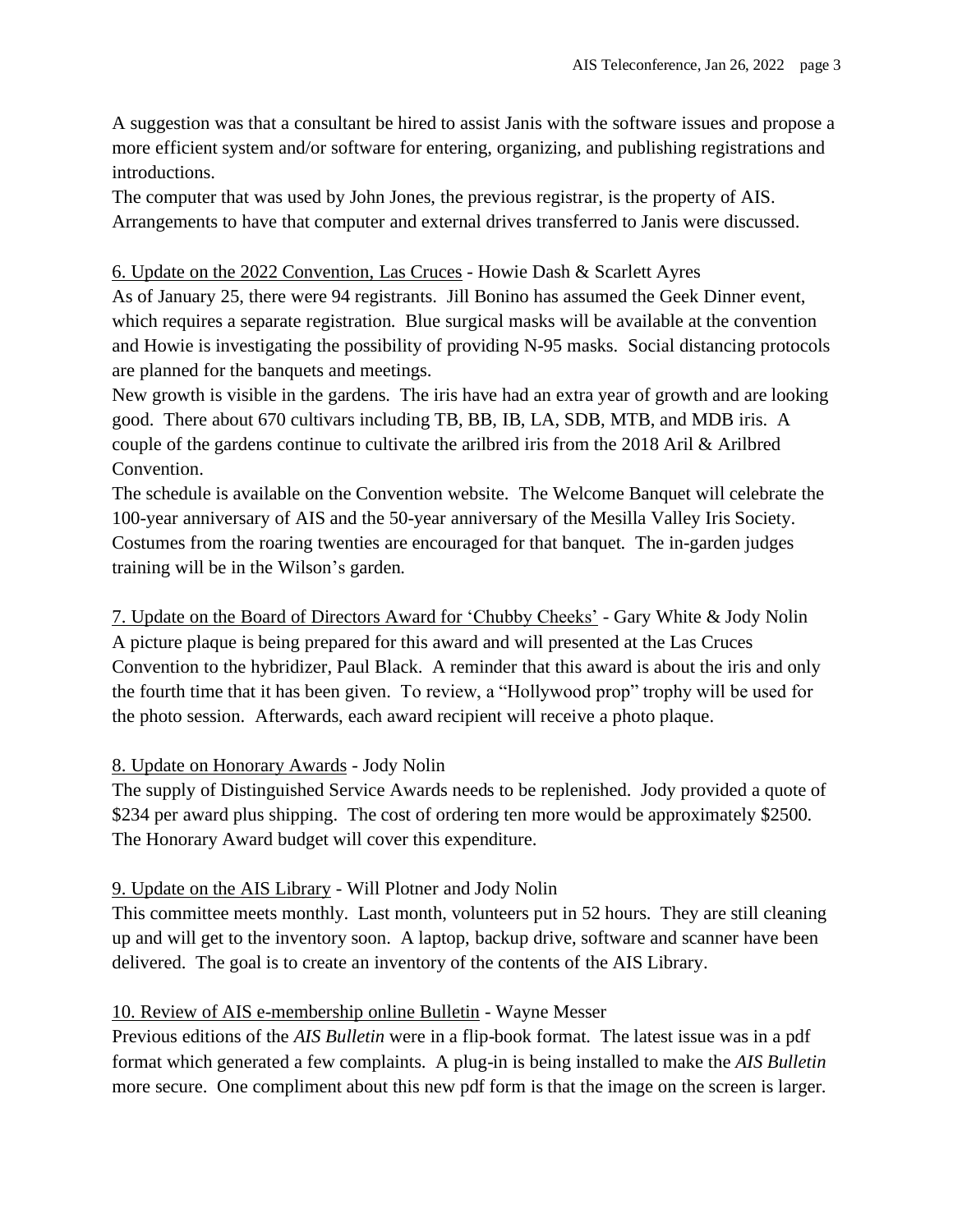A suggestion was that a consultant be hired to assist Janis with the software issues and propose a more efficient system and/or software for entering, organizing, and publishing registrations and introductions.

The computer that was used by John Jones, the previous registrar, is the property of AIS. Arrangements to have that computer and external drives transferred to Janis were discussed.

<u>6. Update on the 2022 Convention, Las Cruces</u> - Howie Dash & Scarlett Ayres

As of January 25, there were 94 registrants. Jill Bonino has assumed the Geek Dinner event, which requires a separate registration. Blue surgical masks will be available at the convention and Howie is investigating the possibility of providing N-95 masks. Social distancing protocols are planned for the banquets and meetings.

New growth is visible in the gardens. The iris have had an extra year of growth and are looking good. There about 670 cultivars including TB, BB, IB, LA, SDB, MTB, and MDB iris. A couple of the gardens continue to cultivate the arilbred iris from the 2018 Aril & Arilbred Convention.

The schedule is available on the Convention website. The Welcome Banquet will celebrate the 100-year anniversary of AIS and the 50-year anniversary of the Mesilla Valley Iris Society. Costumes from the roaring twenties are encouraged for that banquet. The in-garden judges training will be in the Wilson's garden.

<u>7. Update on the Board of Directors Award for 'Chubby Cheeks'</u> - Gary White & Jody Nolin

A picture plaque is being prepared for this award and will presented at the Las Cruces Convention to the hybridizer, Paul Black. A reminder that this award is about the iris and only the fourth time that it has been given. To review, a "Hollywood prop" trophy will be used for the photo session. Afterwards, each award recipient will receive a photo plaque.

<u>8. Update on Honorary Awards</u> - Jody Nolin

The supply of Distinguished Service Awards needs to be replenished. Jody provided a quote of $234 per award plus shipping. The cost of ordering ten more would be approximately $2500. The Honorary Award budget will cover this expenditure.

<u>9. Update on the AIS Library</u> - Will Plotner and Jody Nolin

This committee meets monthly. Last month, volunteers put in 52 hours. They are still cleaning up and will get to the inventory soon. A laptop, backup drive, software and scanner have been delivered. The goal is to create an inventory of the contents of the AIS Library.

<u>10. Review of AIS e-membership online Bulletin</u> - Wayne Messer

Previous editions of the *AIS Bulletin* were in a flip-book format. The latest issue was in a pdf format which generated a few complaints. A plug-in is being installed to make the *AIS Bulletin* more secure. One compliment about this new pdf form is that the image on the screen is larger.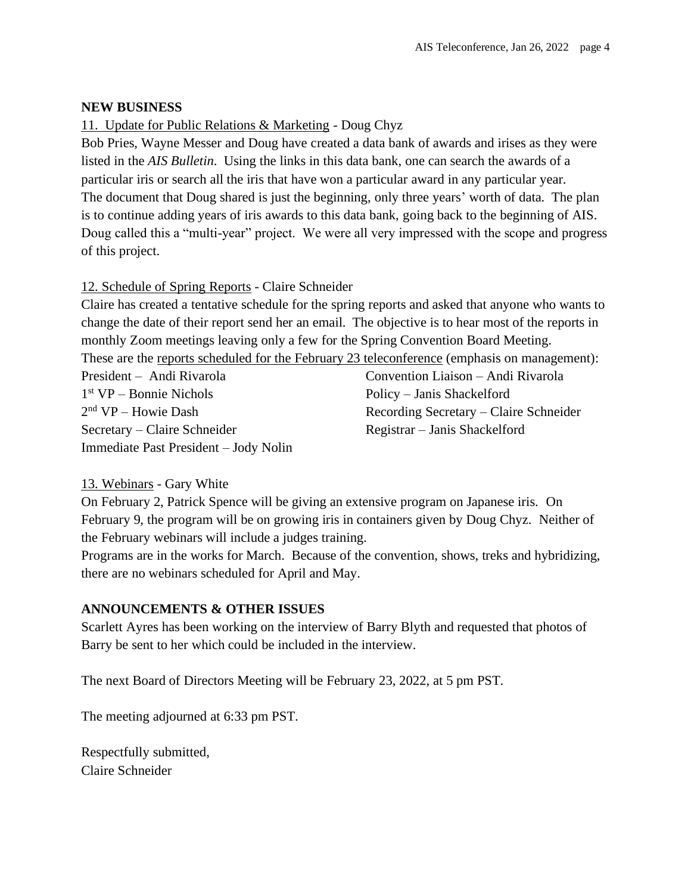**NEW BUSINESS**

11. Update for Public Relations & Marketing - Doug Chyz

Bob Pries, Wayne Messer and Doug have created a data bank of awards and irises as they were listed in the *AIS Bulletin*. Using the links in this data bank, one can search the awards of a particular iris or search all the iris that have won a particular award in any particular year. The document that Doug shared is just the beginning, only three years' worth of data. The plan is to continue adding years of iris awards to this data bank, going back to the beginning of AIS. Doug called this a "multi-year" project. We were all very impressed with the scope and progress of this project.

12. Schedule of Spring Reports - Claire Schneider

Claire has created a tentative schedule for the spring reports and asked that anyone who wants to change the date of their report send her an email. The objective is to hear most of the reports in monthly Zoom meetings leaving only a few for the Spring Convention Board Meeting. These are the reports scheduled for the February 23 teleconference (emphasis on management):

| | |
|---|---|
| President – Andi Rivarola | Convention Liaison – Andi Rivarola |
| 1st VP – Bonnie Nichols | Policy – Janis Shackelford |
| 2nd VP – Howie Dash | Recording Secretary – Claire Schneider |
| Secretary – Claire Schneider | Registrar – Janis Shackelford |
| Immediate Past President – Jody Nolin | |

13. Webinars - Gary White

On February 2, Patrick Spence will be giving an extensive program on Japanese iris. On February 9, the program will be on growing iris in containers given by Doug Chyz. Neither of the February webinars will include a judges training.

Programs are in the works for March. Because of the convention, shows, treks and hybridizing, there are no webinars scheduled for April and May.

**ANNOUNCEMENTS & OTHER ISSUES**

Scarlett Ayres has been working on the interview of Barry Blyth and requested that photos of Barry be sent to her which could be included in the interview.

The next Board of Directors Meeting will be February 23, 2022, at 5 pm PST.

The meeting adjourned at 6:33 pm PST.

Respectfully submitted,
Claire Schneider